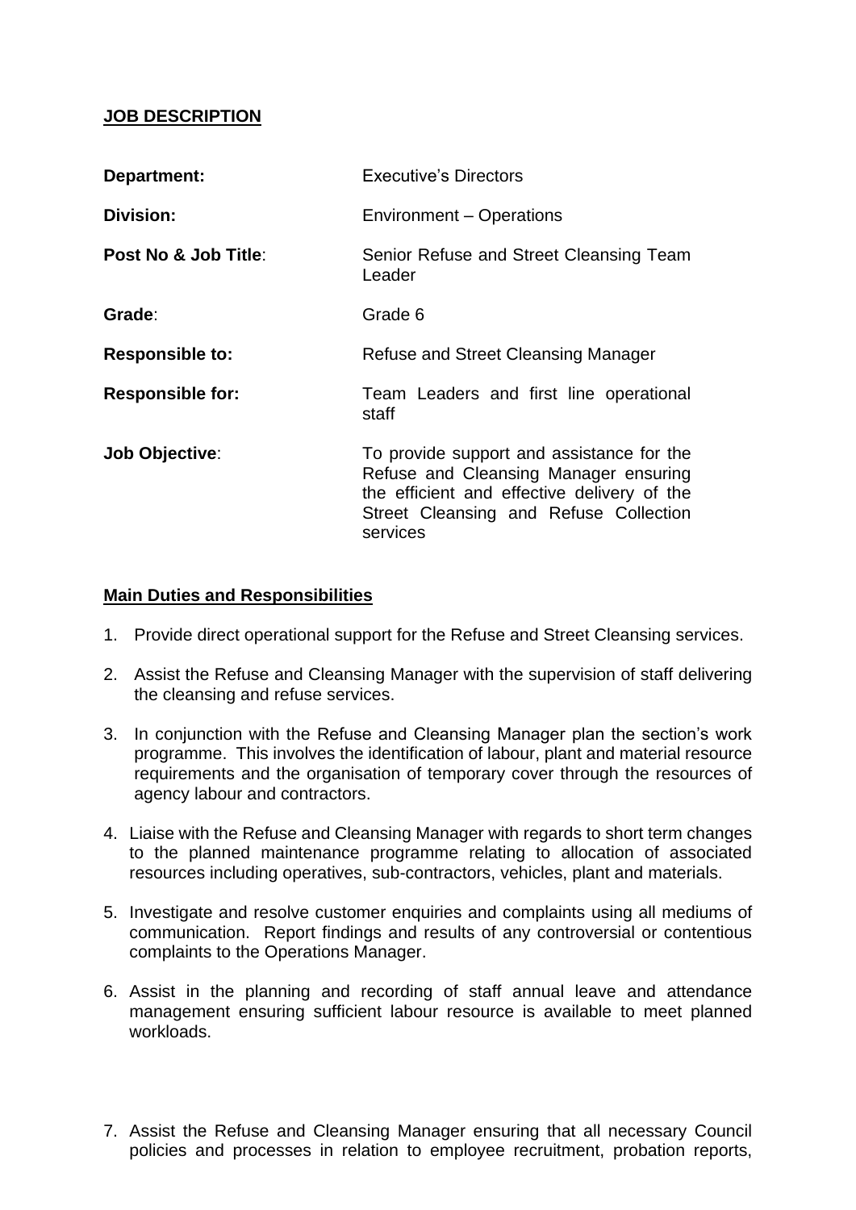**JOB DESCRIPTION**

| | |
|---|---|
| **Department:** | Executive's Directors |
| **Division:** | Environment – Operations |
| **Post No & Job Title**: | Senior Refuse and Street Cleansing Team Leader |
| **Grade**: | Grade 6 |
| **Responsible to:** | Refuse and Street Cleansing Manager |
| **Responsible for:** | Team Leaders and first line operational staff |
| **Job Objective**: | To provide support and assistance for the Refuse and Cleansing Manager ensuring the efficient and effective delivery of the Street Cleansing and Refuse Collection services |

**Main Duties and Responsibilities**

1. Provide direct operational support for the Refuse and Street Cleansing services.
2. Assist the Refuse and Cleansing Manager with the supervision of staff delivering the cleansing and refuse services.
3. In conjunction with the Refuse and Cleansing Manager plan the section's work programme. This involves the identification of labour, plant and material resource requirements and the organisation of temporary cover through the resources of agency labour and contractors.
4. Liaise with the Refuse and Cleansing Manager with regards to short term changes to the planned maintenance programme relating to allocation of associated resources including operatives, sub-contractors, vehicles, plant and materials.
5. Investigate and resolve customer enquiries and complaints using all mediums of communication. Report findings and results of any controversial or contentious complaints to the Operations Manager.
6. Assist in the planning and recording of staff annual leave and attendance management ensuring sufficient labour resource is available to meet planned workloads.
7. Assist the Refuse and Cleansing Manager ensuring that all necessary Council policies and processes in relation to employee recruitment, probation reports,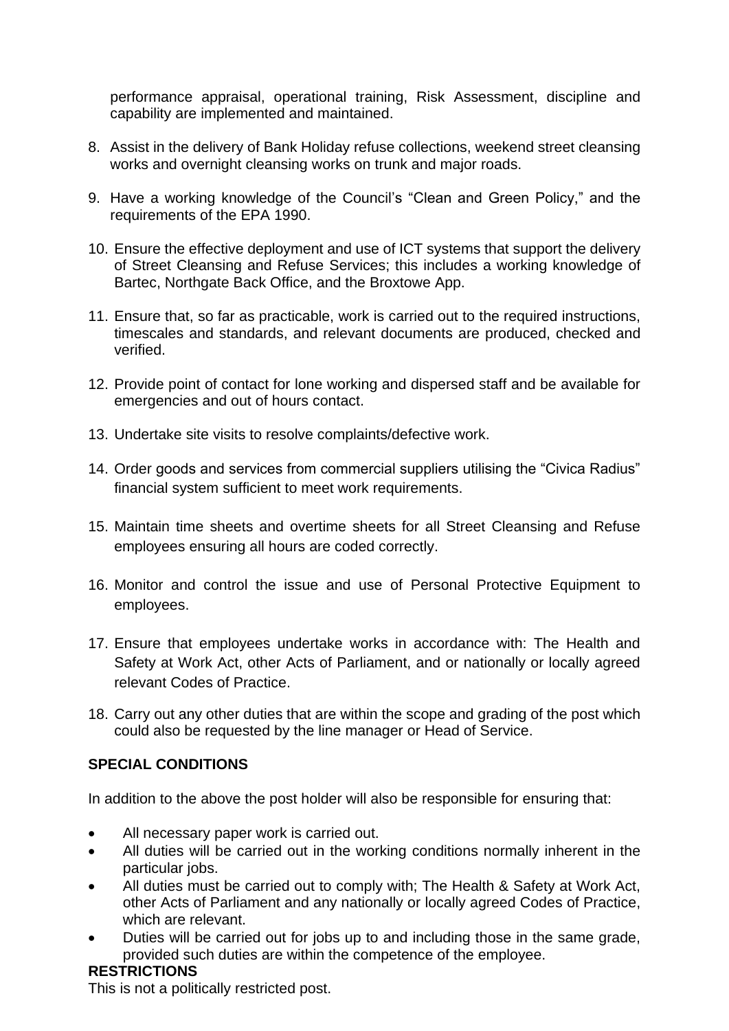performance appraisal, operational training, Risk Assessment, discipline and capability are implemented and maintained.

8. Assist in the delivery of Bank Holiday refuse collections, weekend street cleansing works and overnight cleansing works on trunk and major roads.

9. Have a working knowledge of the Council's "Clean and Green Policy," and the requirements of the EPA 1990.

10. Ensure the effective deployment and use of ICT systems that support the delivery of Street Cleansing and Refuse Services; this includes a working knowledge of Bartec, Northgate Back Office, and the Broxtowe App.

11. Ensure that, so far as practicable, work is carried out to the required instructions, timescales and standards, and relevant documents are produced, checked and verified.

12. Provide point of contact for lone working and dispersed staff and be available for emergencies and out of hours contact.

13. Undertake site visits to resolve complaints/defective work.

14. Order goods and services from commercial suppliers utilising the "Civica Radius" financial system sufficient to meet work requirements.

15. Maintain time sheets and overtime sheets for all Street Cleansing and Refuse employees ensuring all hours are coded correctly.

16. Monitor and control the issue and use of Personal Protective Equipment to employees.

17. Ensure that employees undertake works in accordance with: The Health and Safety at Work Act, other Acts of Parliament, and or nationally or locally agreed relevant Codes of Practice.

18. Carry out any other duties that are within the scope and grading of the post which could also be requested by the line manager or Head of Service.

**SPECIAL CONDITIONS**

In addition to the above the post holder will also be responsible for ensuring that:

- All necessary paper work is carried out.
- All duties will be carried out in the working conditions normally inherent in the particular jobs.
- All duties must be carried out to comply with; The Health & Safety at Work Act, other Acts of Parliament and any nationally or locally agreed Codes of Practice, which are relevant.
- Duties will be carried out for jobs up to and including those in the same grade, provided such duties are within the competence of the employee.

**RESTRICTIONS**

This is not a politically restricted post.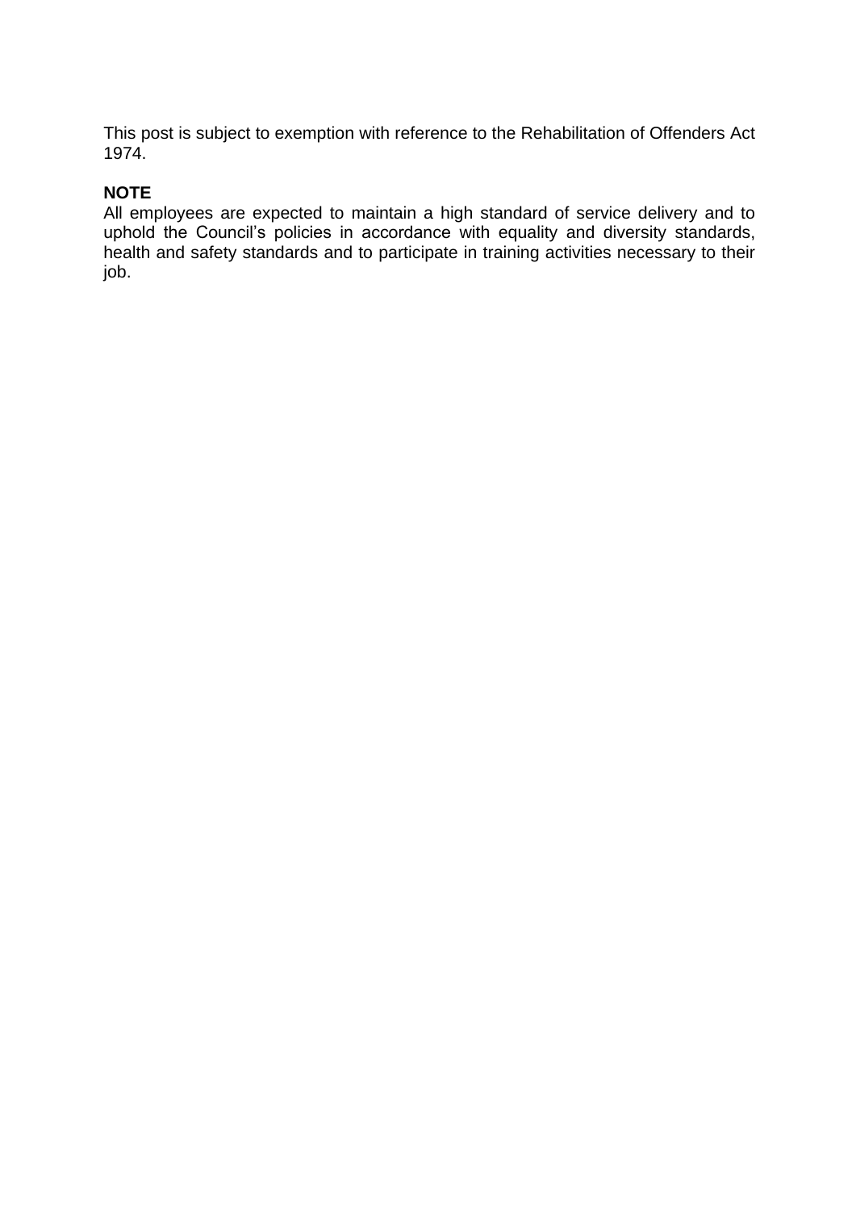This post is subject to exemption with reference to the Rehabilitation of Offenders Act 1974.

**NOTE**

All employees are expected to maintain a high standard of service delivery and to uphold the Council's policies in accordance with equality and diversity standards, health and safety standards and to participate in training activities necessary to their job.